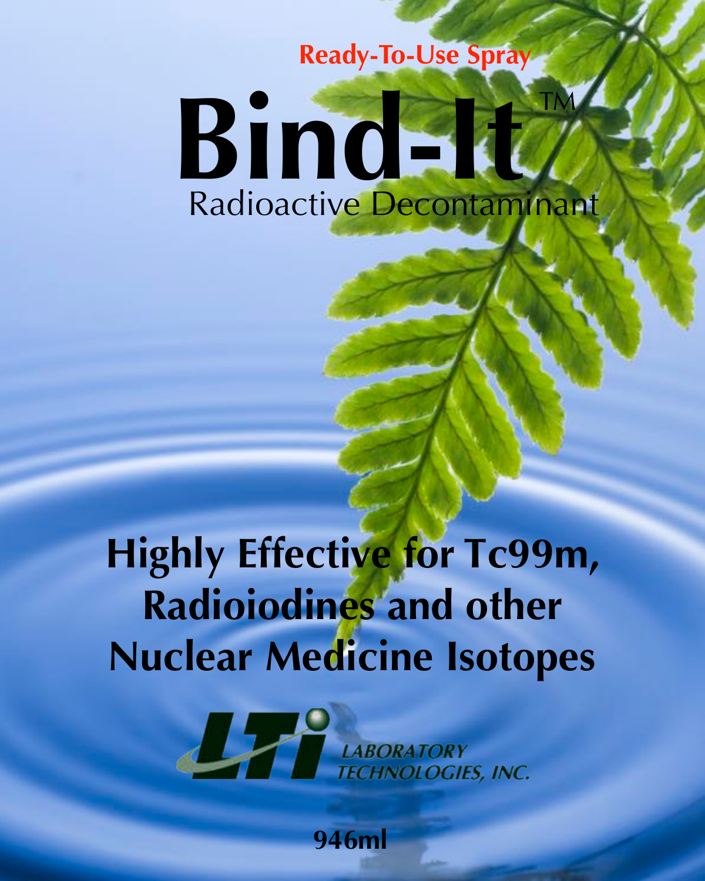**Ready-To-Use Spray**

# Bind-It™

Radioactive Decontaminant

## Highly Effective for Tc99m, Radioiodines and other Nuclear Medicine Isotopes

LTi LABORATORY TECHNOLOGIES, INC.

**946ml**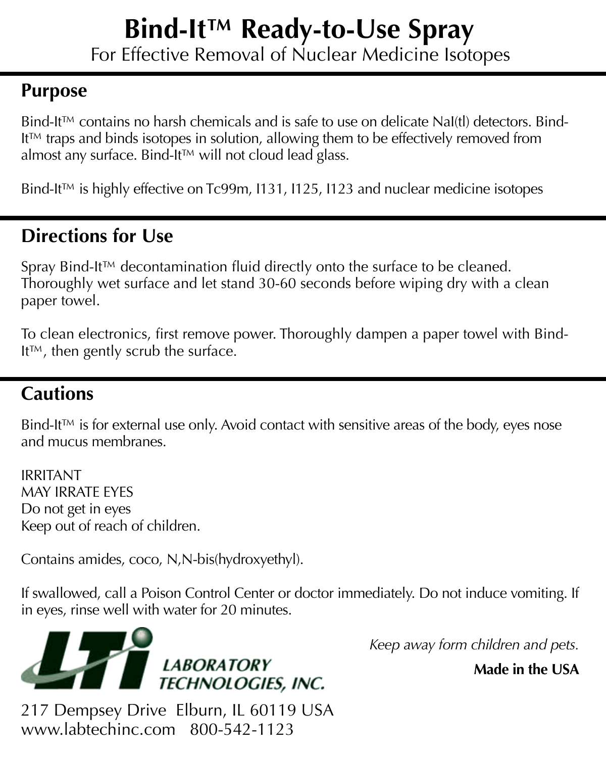# Bind-It™ Ready-to-Use Spray

For Effective Removal of Nuclear Medicine Isotopes

## Purpose

Bind-It™ contains no harsh chemicals and is safe to use on delicate NaI(tl) detectors. Bind-It™ traps and binds isotopes in solution, allowing them to be effectively removed from almost any surface. Bind-It™ will not cloud lead glass.

Bind-It™ is highly effective on Tc99m, I131, I125, I123 and nuclear medicine isotopes

## Directions for Use

Spray Bind-It™ decontamination fluid directly onto the surface to be cleaned. Thoroughly wet surface and let stand 30-60 seconds before wiping dry with a clean paper towel.

To clean electronics, first remove power. Thoroughly dampen a paper towel with Bind-It™, then gently scrub the surface.

## Cautions

Bind-It™ is for external use only. Avoid contact with sensitive areas of the body, eyes nose and mucus membranes.

IRRITANT
MAY IRRATE EYES
Do not get in eyes
Keep out of reach of children.

Contains amides, coco, N,N-bis(hydroxyethyl).

If swallowed, call a Poison Control Center or doctor immediately. Do not induce vomiting. If in eyes, rinse well with water for 20 minutes.

*Keep away form children and pets.*

**Made in the USA**

LTi LABORATORY TECHNOLOGIES, INC.

217 Dempsey Drive Elburn, IL 60119 USA
www.labtechinc.com 800-542-1123